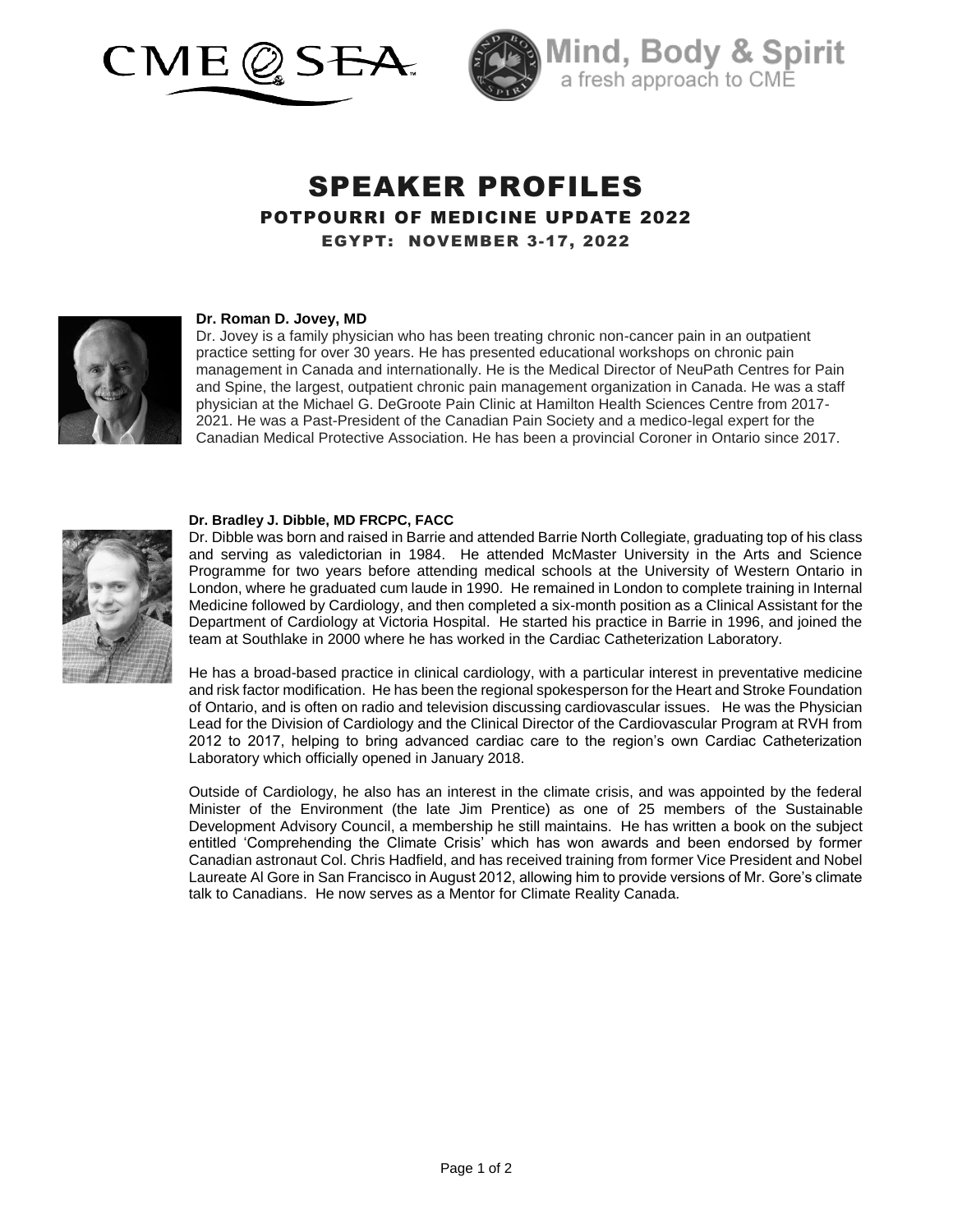CME @ SEA

Mind, Body & Spirit
a fresh approach to CME

# SPEAKER PROFILES

## POTPOURRI OF MEDICINE UPDATE 2022

### EGYPT: NOVEMBER 3-17, 2022

**Dr. Roman D. Jovey, MD**

Dr. Jovey is a family physician who has been treating chronic non-cancer pain in an outpatient practice setting for over 30 years. He has presented educational workshops on chronic pain management in Canada and internationally. He is the Medical Director of NeuPath Centres for Pain and Spine, the largest, outpatient chronic pain management organization in Canada. He was a staff physician at the Michael G. DeGroote Pain Clinic at Hamilton Health Sciences Centre from 2017-2021. He was a Past-President of the Canadian Pain Society and a medico-legal expert for the Canadian Medical Protective Association. He has been a provincial Coroner in Ontario since 2017.

**Dr. Bradley J. Dibble, MD FRCPC, FACC**

Dr. Dibble was born and raised in Barrie and attended Barrie North Collegiate, graduating top of his class and serving as valedictorian in 1984. He attended McMaster University in the Arts and Science Programme for two years before attending medical schools at the University of Western Ontario in London, where he graduated cum laude in 1990. He remained in London to complete training in Internal Medicine followed by Cardiology, and then completed a six-month position as a Clinical Assistant for the Department of Cardiology at Victoria Hospital. He started his practice in Barrie in 1996, and joined the team at Southlake in 2000 where he has worked in the Cardiac Catheterization Laboratory.

He has a broad-based practice in clinical cardiology, with a particular interest in preventative medicine and risk factor modification. He has been the regional spokesperson for the Heart and Stroke Foundation of Ontario, and is often on radio and television discussing cardiovascular issues. He was the Physician Lead for the Division of Cardiology and the Clinical Director of the Cardiovascular Program at RVH from 2012 to 2017, helping to bring advanced cardiac care to the region's own Cardiac Catheterization Laboratory which officially opened in January 2018.

Outside of Cardiology, he also has an interest in the climate crisis, and was appointed by the federal Minister of the Environment (the late Jim Prentice) as one of 25 members of the Sustainable Development Advisory Council, a membership he still maintains. He has written a book on the subject entitled 'Comprehending the Climate Crisis' which has won awards and been endorsed by former Canadian astronaut Col. Chris Hadfield, and has received training from former Vice President and Nobel Laureate Al Gore in San Francisco in August 2012, allowing him to provide versions of Mr. Gore's climate talk to Canadians. He now serves as a Mentor for Climate Reality Canada.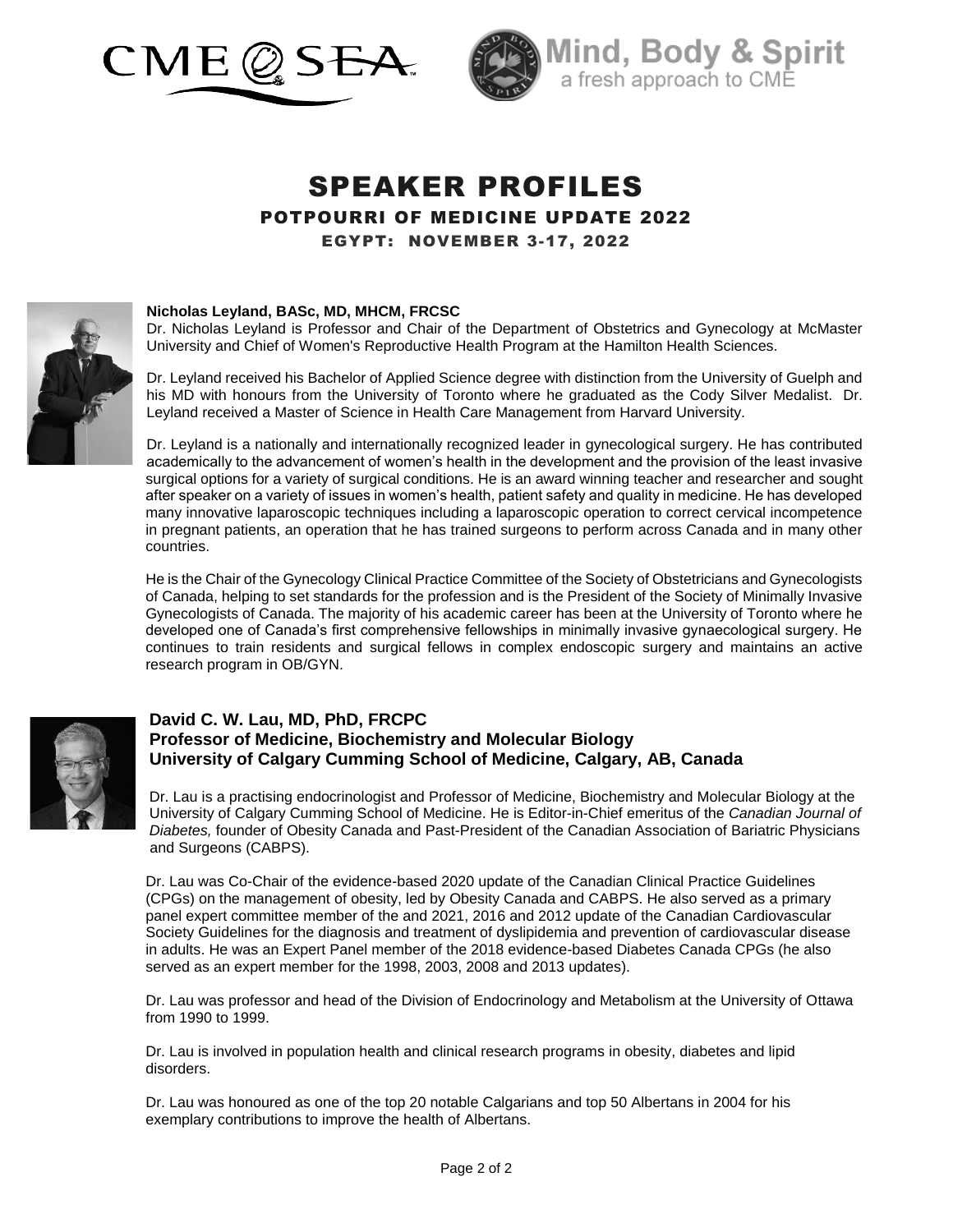# SPEAKER PROFILES

## POTPOURRI OF MEDICINE UPDATE 2022

### EGYPT: NOVEMBER 3-17, 2022

**Nicholas Leyland, BASc, MD, MHCM, FRCSC**

Dr. Nicholas Leyland is Professor and Chair of the Department of Obstetrics and Gynecology at McMaster University and Chief of Women's Reproductive Health Program at the Hamilton Health Sciences.

Dr. Leyland received his Bachelor of Applied Science degree with distinction from the University of Guelph and his MD with honours from the University of Toronto where he graduated as the Cody Silver Medalist. Dr. Leyland received a Master of Science in Health Care Management from Harvard University.

Dr. Leyland is a nationally and internationally recognized leader in gynecological surgery. He has contributed academically to the advancement of women's health in the development and the provision of the least invasive surgical options for a variety of surgical conditions. He is an award winning teacher and researcher and sought after speaker on a variety of issues in women's health, patient safety and quality in medicine. He has developed many innovative laparoscopic techniques including a laparoscopic operation to correct cervical incompetence in pregnant patients, an operation that he has trained surgeons to perform across Canada and in many other countries.

He is the Chair of the Gynecology Clinical Practice Committee of the Society of Obstetricians and Gynecologists of Canada, helping to set standards for the profession and is the President of the Society of Minimally Invasive Gynecologists of Canada. The majority of his academic career has been at the University of Toronto where he developed one of Canada's first comprehensive fellowships in minimally invasive gynaecological surgery. He continues to train residents and surgical fellows in complex endoscopic surgery and maintains an active research program in OB/GYN.

**David C. W. Lau, MD, PhD, FRCPC**
**Professor of Medicine, Biochemistry and Molecular Biology**
**University of Calgary Cumming School of Medicine, Calgary, AB, Canada**

Dr. Lau is a practising endocrinologist and Professor of Medicine, Biochemistry and Molecular Biology at the University of Calgary Cumming School of Medicine. He is Editor-in-Chief emeritus of the *Canadian Journal of Diabetes,* founder of Obesity Canada and Past-President of the Canadian Association of Bariatric Physicians and Surgeons (CABPS).

Dr. Lau was Co-Chair of the evidence-based 2020 update of the Canadian Clinical Practice Guidelines (CPGs) on the management of obesity, led by Obesity Canada and CABPS. He also served as a primary panel expert committee member of the and 2021, 2016 and 2012 update of the Canadian Cardiovascular Society Guidelines for the diagnosis and treatment of dyslipidemia and prevention of cardiovascular disease in adults. He was an Expert Panel member of the 2018 evidence-based Diabetes Canada CPGs (he also served as an expert member for the 1998, 2003, 2008 and 2013 updates).

Dr. Lau was professor and head of the Division of Endocrinology and Metabolism at the University of Ottawa from 1990 to 1999.

Dr. Lau is involved in population health and clinical research programs in obesity, diabetes and lipid disorders.

Dr. Lau was honoured as one of the top 20 notable Calgarians and top 50 Albertans in 2004 for his exemplary contributions to improve the health of Albertans.